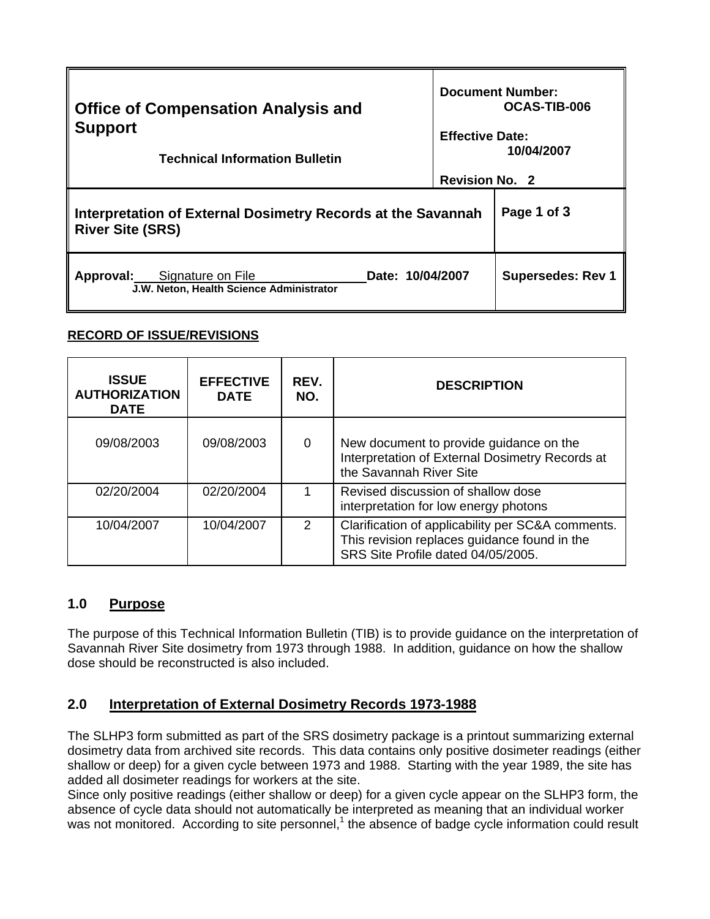| **Office of Compensation Analysis and Support**<br><br>**Technical Information Bulletin** | **Document Number:** OCAS-TIB-006<br><br>**Effective Date:** 10/04/2007<br><br>**Revision No.** 2 |
|---|---|
| **Interpretation of External Dosimetry Records at the Savannah River Site (SRS)** | **Page 1 of 3** |
| **Approval:** Signature on File **Date: 10/04/2007**<br>**J.W. Neton, Health Science Administrator** | **Supersedes: Rev 1** |

**RECORD OF ISSUE/REVISIONS**

| ISSUE AUTHORIZATION DATE | EFFECTIVE DATE | REV. NO. | DESCRIPTION |
|---|---|---|---|
| 09/08/2003 | 09/08/2003 | 0 | New document to provide guidance on the Interpretation of External Dosimetry Records at the Savannah River Site |
| 02/20/2004 | 02/20/2004 | 1 | Revised discussion of shallow dose interpretation for low energy photons |
| 10/04/2007 | 10/04/2007 | 2 | Clarification of applicability per SC&A comments. This revision replaces guidance found in the SRS Site Profile dated 04/05/2005. |

## 1.0 Purpose

The purpose of this Technical Information Bulletin (TIB) is to provide guidance on the interpretation of Savannah River Site dosimetry from 1973 through 1988. In addition, guidance on how the shallow dose should be reconstructed is also included.

## 2.0 Interpretation of External Dosimetry Records 1973-1988

The SLHP3 form submitted as part of the SRS dosimetry package is a printout summarizing external dosimetry data from archived site records. This data contains only positive dosimeter readings (either shallow or deep) for a given cycle between 1973 and 1988. Starting with the year 1989, the site has added all dosimeter readings for workers at the site.

Since only positive readings (either shallow or deep) for a given cycle appear on the SLHP3 form, the absence of cycle data should not automatically be interpreted as meaning that an individual worker was not monitored. According to site personnel,[1] the absence of badge cycle information could result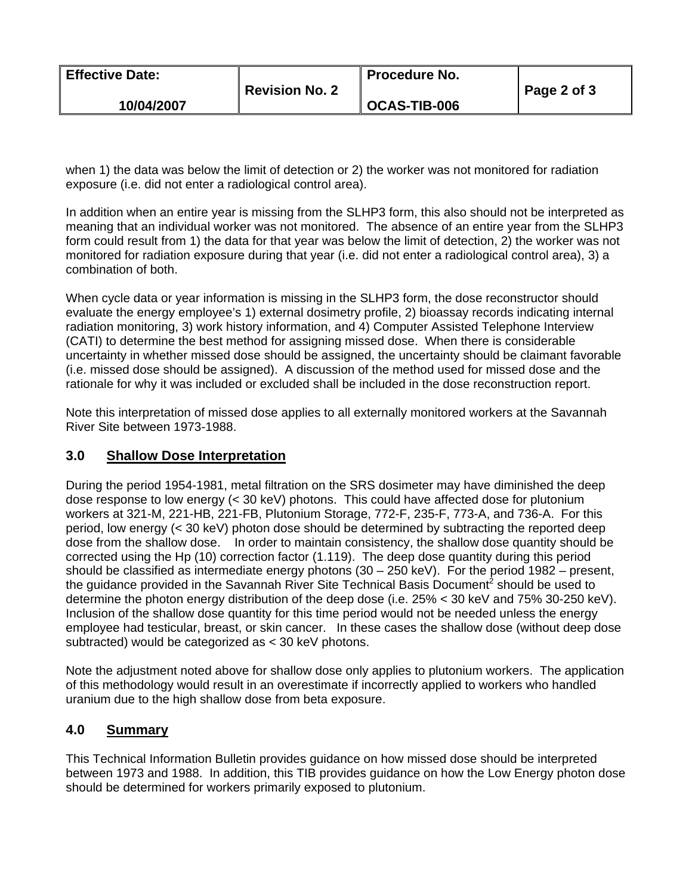when 1) the data was below the limit of detection or 2) the worker was not monitored for radiation exposure (i.e. did not enter a radiological control area).

In addition when an entire year is missing from the SLHP3 form, this also should not be interpreted as meaning that an individual worker was not monitored. The absence of an entire year from the SLHP3 form could result from 1) the data for that year was below the limit of detection, 2) the worker was not monitored for radiation exposure during that year (i.e. did not enter a radiological control area), 3) a combination of both.

When cycle data or year information is missing in the SLHP3 form, the dose reconstructor should evaluate the energy employee's 1) external dosimetry profile, 2) bioassay records indicating internal radiation monitoring, 3) work history information, and 4) Computer Assisted Telephone Interview (CATI) to determine the best method for assigning missed dose. When there is considerable uncertainty in whether missed dose should be assigned, the uncertainty should be claimant favorable (i.e. missed dose should be assigned). A discussion of the method used for missed dose and the rationale for why it was included or excluded shall be included in the dose reconstruction report.

Note this interpretation of missed dose applies to all externally monitored workers at the Savannah River Site between 1973-1988.

## 3.0 Shallow Dose Interpretation

During the period 1954-1981, metal filtration on the SRS dosimeter may have diminished the deep dose response to low energy (< 30 keV) photons. This could have affected dose for plutonium workers at 321-M, 221-HB, 221-FB, Plutonium Storage, 772-F, 235-F, 773-A, and 736-A. For this period, low energy (< 30 keV) photon dose should be determined by subtracting the reported deep dose from the shallow dose. In order to maintain consistency, the shallow dose quantity should be corrected using the Hp (10) correction factor (1.119). The deep dose quantity during this period should be classified as intermediate energy photons (30 – 250 keV). For the period 1982 – present, the guidance provided in the Savannah River Site Technical Basis Document[2] should be used to determine the photon energy distribution of the deep dose (i.e. 25% < 30 keV and 75% 30-250 keV). Inclusion of the shallow dose quantity for this time period would not be needed unless the energy employee had testicular, breast, or skin cancer. In these cases the shallow dose (without deep dose subtracted) would be categorized as < 30 keV photons.

Note the adjustment noted above for shallow dose only applies to plutonium workers. The application of this methodology would result in an overestimate if incorrectly applied to workers who handled uranium due to the high shallow dose from beta exposure.

## 4.0 Summary

This Technical Information Bulletin provides guidance on how missed dose should be interpreted between 1973 and 1988. In addition, this TIB provides guidance on how the Low Energy photon dose should be determined for workers primarily exposed to plutonium.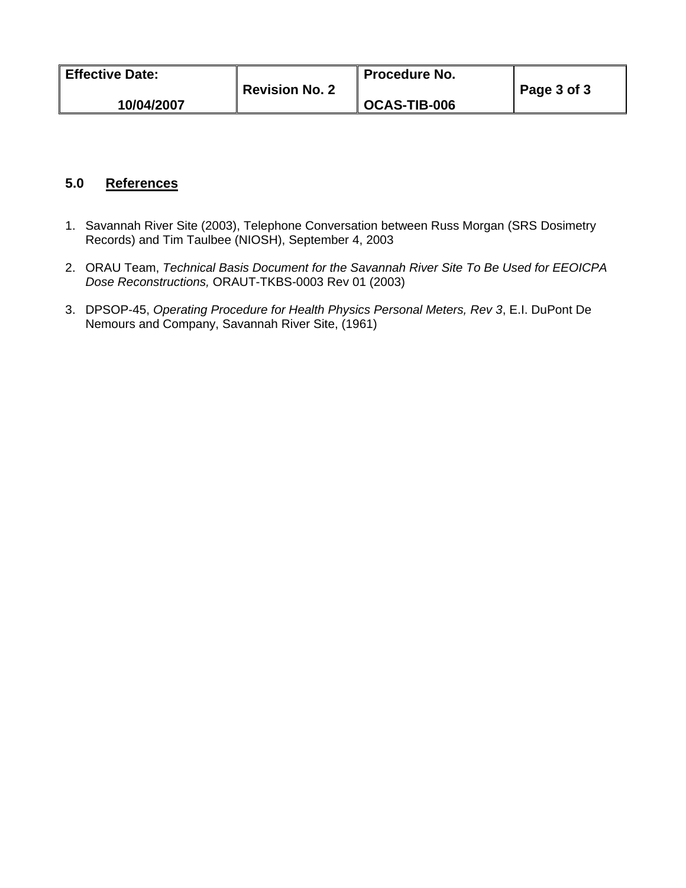## 5.0 References

1. Savannah River Site (2003), Telephone Conversation between Russ Morgan (SRS Dosimetry Records) and Tim Taulbee (NIOSH), September 4, 2003

2. ORAU Team, *Technical Basis Document for the Savannah River Site To Be Used for EEOICPA Dose Reconstructions,* ORAUT-TKBS-0003 Rev 01 (2003)

3. DPSOP-45, *Operating Procedure for Health Physics Personal Meters, Rev 3*, E.I. DuPont De Nemours and Company, Savannah River Site, (1961)